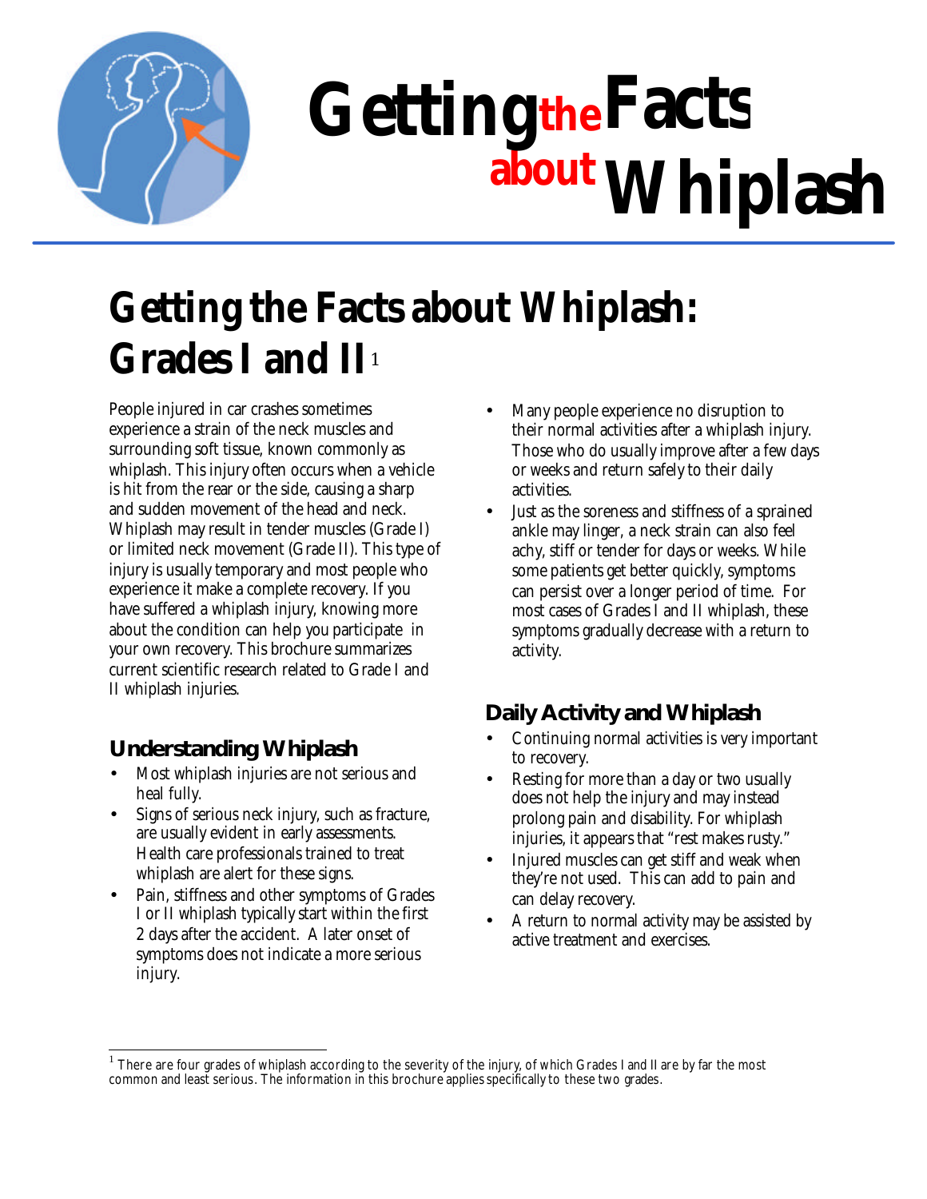# Getting the Facts about Whiplash

## Getting the Facts about Whiplash: Grades I and II[1]

People injured in car crashes sometimes experience a strain of the neck muscles and surrounding soft tissue, known commonly as whiplash. This injury often occurs when a vehicle is hit from the rear or the side, causing a sharp and sudden movement of the head and neck. Whiplash may result in tender muscles (Grade I) or limited neck movement (Grade II). This type of injury is usually temporary and most people who experience it make a complete recovery. If you have suffered a whiplash injury, knowing more about the condition can help you participate in your own recovery. This brochure summarizes current scientific research related to Grade I and II whiplash injuries.

### Understanding Whiplash

- Most whiplash injuries are not serious and heal fully.
- Signs of serious neck injury, such as fracture, are usually evident in early assessments. Health care professionals trained to treat whiplash are alert for these signs.
- Pain, stiffness and other symptoms of Grades I or II whiplash typically start within the first 2 days after the accident. A later onset of symptoms does not indicate a more serious injury.
- Many people experience no disruption to their normal activities after a whiplash injury. Those who do usually improve after a few days or weeks and return safely to their daily activities.
- Just as the soreness and stiffness of a sprained ankle may linger, a neck strain can also feel achy, stiff or tender for days or weeks. While some patients get better quickly, symptoms can persist over a longer period of time. For most cases of Grades I and II whiplash, these symptoms gradually decrease with a return to activity.

### Daily Activity and Whiplash

- Continuing normal activities is very important to recovery.
- Resting for more than a day or two usually does not help the injury and may instead prolong pain and disability. For whiplash injuries, it appears that "rest makes rusty."
- Injured muscles can get stiff and weak when they're not used. This can add to pain and can delay recovery.
- A return to normal activity may be assisted by active treatment and exercises.

---

[1] There are four grades of whiplash according to the severity of the injury, of which Grades I and II are by far the most common and least serious. The information in this brochure applies specifically to these two grades.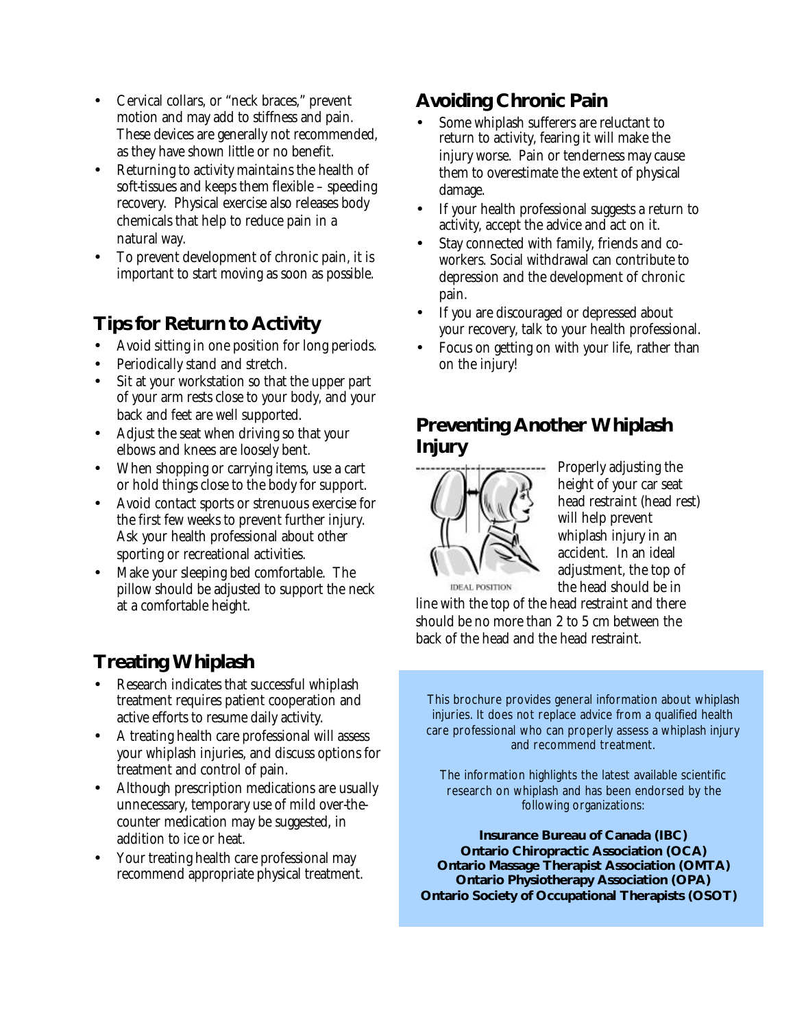- Cervical collars, or "neck braces," prevent motion and may add to stiffness and pain. These devices are generally not recommended, as they have shown little or no benefit.
- Returning to activity maintains the health of soft-tissues and keeps them flexible – speeding recovery. Physical exercise also releases body chemicals that help to reduce pain in a natural way.
- To prevent development of chronic pain, it is important to start moving as soon as possible.

## Tips for Return to Activity

- Avoid sitting in one position for long periods.
- Periodically stand and stretch.
- Sit at your workstation so that the upper part of your arm rests close to your body, and your back and feet are well supported.
- Adjust the seat when driving so that your elbows and knees are loosely bent.
- When shopping or carrying items, use a cart or hold things close to the body for support.
- Avoid contact sports or strenuous exercise for the first few weeks to prevent further injury. Ask your health professional about other sporting or recreational activities.
- Make your sleeping bed comfortable. The pillow should be adjusted to support the neck at a comfortable height.

## Treating Whiplash

- Research indicates that successful whiplash treatment requires patient cooperation and active efforts to resume daily activity.
- A treating health care professional will assess your whiplash injuries, and discuss options for treatment and control of pain.
- Although prescription medications are usually unnecessary, temporary use of mild over-the-counter medication may be suggested, in addition to ice or heat.
- Your treating health care professional may recommend appropriate physical treatment.

## Avoiding Chronic Pain

- Some whiplash sufferers are reluctant to return to activity, fearing it will make the injury worse. Pain or tenderness may cause them to overestimate the extent of physical damage.
- If your health professional suggests a return to activity, accept the advice and act on it.
- Stay connected with family, friends and co-workers. Social withdrawal can contribute to depression and the development of chronic pain.
- If you are discouraged or depressed about your recovery, talk to your health professional.
- Focus on getting on with your life, rather than on the injury!

## Preventing Another Whiplash Injury

IDEAL POSITION

Properly adjusting the height of your car seat head restraint (head rest) will help prevent whiplash injury in an accident. In an ideal adjustment, the top of the head should be in line with the top of the head restraint and there should be no more than 2 to 5 cm between the back of the head and the head restraint.

This brochure provides general information about whiplash injuries. It does not replace advice from a qualified health care professional who can properly assess a whiplash injury and recommend treatment.

The information highlights the latest available scientific research on whiplash and has been endorsed by the following organizations:

**Insurance Bureau of Canada (IBC)**
**Ontario Chiropractic Association (OCA)**
**Ontario Massage Therapist Association (OMTA)**
**Ontario Physiotherapy Association (OPA)**
**Ontario Society of Occupational Therapists (OSOT)**